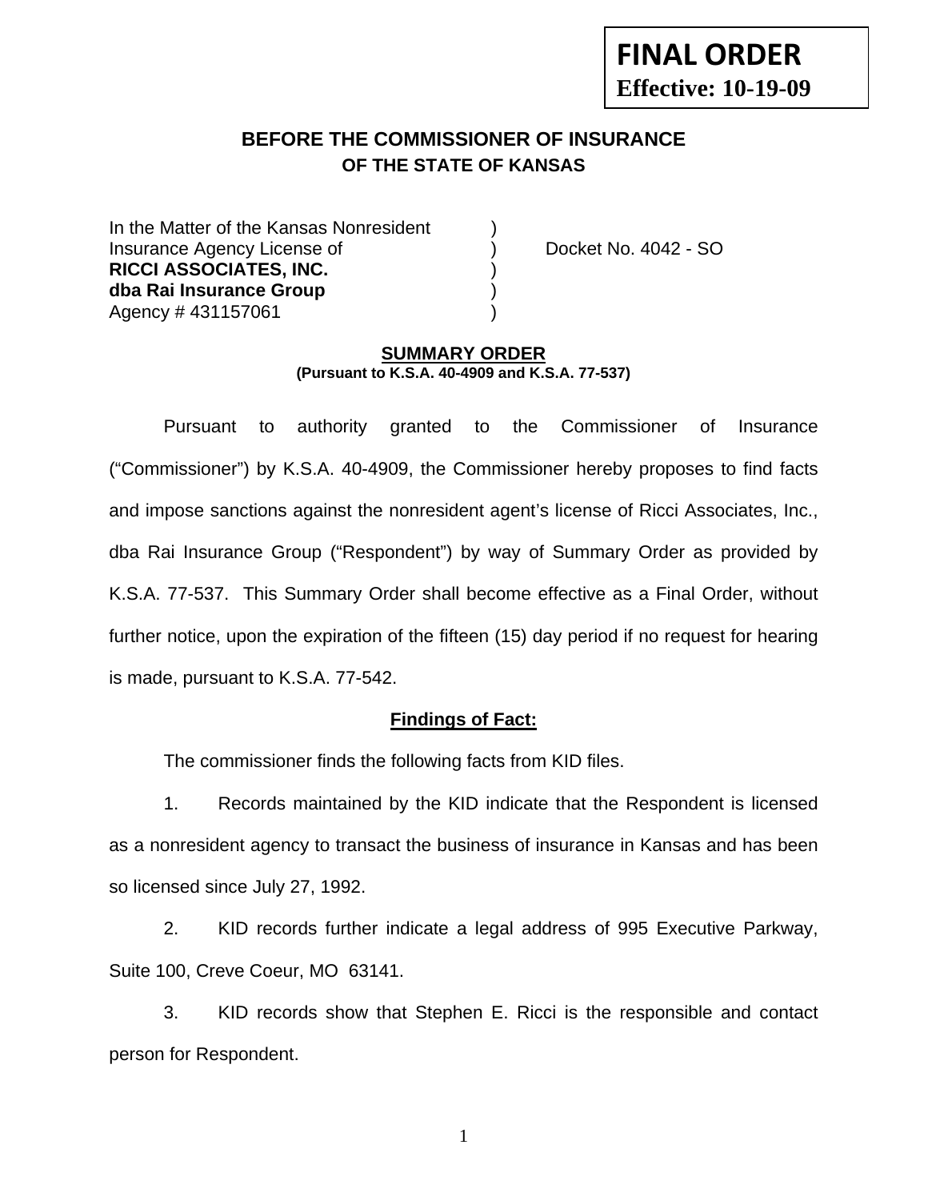**FINAL ORDER**
**Effective: 10-19-09**

# BEFORE THE COMMISSIONER OF INSURANCE
## OF THE STATE OF KANSAS

In the Matter of the Kansas Nonresident )
Insurance Agency License of ) Docket No. 4042 - SO
**RICCI ASSOCIATES, INC.** )
**dba Rai Insurance Group** )
Agency # 431157061 )

### SUMMARY ORDER
**(Pursuant to K.S.A. 40-4909 and K.S.A. 77-537)**

Pursuant to authority granted to the Commissioner of Insurance ("Commissioner") by K.S.A. 40-4909, the Commissioner hereby proposes to find facts and impose sanctions against the nonresident agent's license of Ricci Associates, Inc., dba Rai Insurance Group ("Respondent") by way of Summary Order as provided by K.S.A. 77-537. This Summary Order shall become effective as a Final Order, without further notice, upon the expiration of the fifteen (15) day period if no request for hearing is made, pursuant to K.S.A. 77-542.

### Findings of Fact:

The commissioner finds the following facts from KID files.

1. Records maintained by the KID indicate that the Respondent is licensed as a nonresident agency to transact the business of insurance in Kansas and has been so licensed since July 27, 1992.

2. KID records further indicate a legal address of 995 Executive Parkway, Suite 100, Creve Coeur, MO 63141.

3. KID records show that Stephen E. Ricci is the responsible and contact person for Respondent.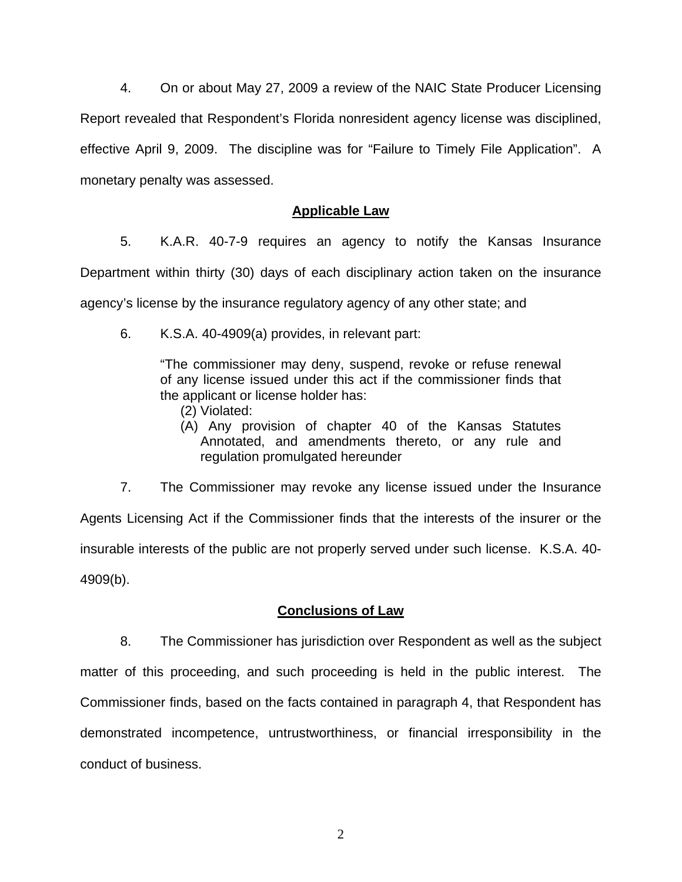4. On or about May 27, 2009 a review of the NAIC State Producer Licensing Report revealed that Respondent's Florida nonresident agency license was disciplined, effective April 9, 2009. The discipline was for "Failure to Timely File Application". A monetary penalty was assessed.

## Applicable Law

5. K.A.R. 40-7-9 requires an agency to notify the Kansas Insurance Department within thirty (30) days of each disciplinary action taken on the insurance agency's license by the insurance regulatory agency of any other state; and

6. K.S.A. 40-4909(a) provides, in relevant part:

> "The commissioner may deny, suspend, revoke or refuse renewal of any license issued under this act if the commissioner finds that the applicant or license holder has:
>
> (2) Violated:
>
> (A) Any provision of chapter 40 of the Kansas Statutes Annotated, and amendments thereto, or any rule and regulation promulgated hereunder

7. The Commissioner may revoke any license issued under the Insurance Agents Licensing Act if the Commissioner finds that the interests of the insurer or the insurable interests of the public are not properly served under such license. K.S.A. 40-4909(b).

## Conclusions of Law

8. The Commissioner has jurisdiction over Respondent as well as the subject matter of this proceeding, and such proceeding is held in the public interest. The Commissioner finds, based on the facts contained in paragraph 4, that Respondent has demonstrated incompetence, untrustworthiness, or financial irresponsibility in the conduct of business.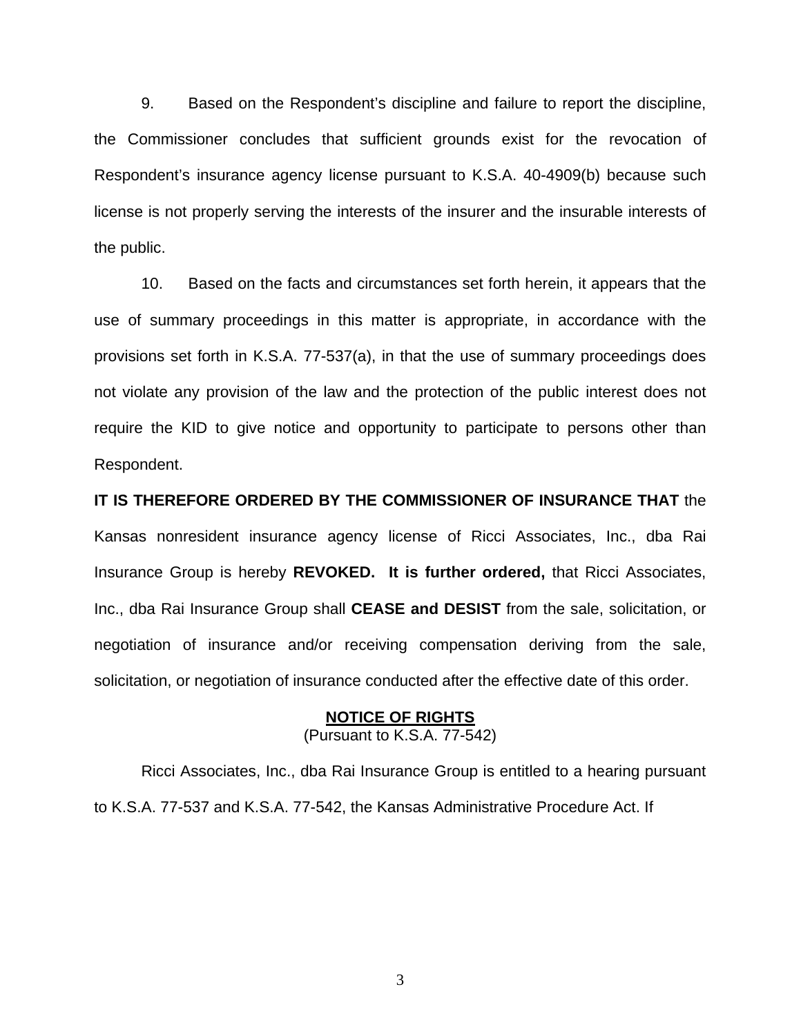9. Based on the Respondent's discipline and failure to report the discipline, the Commissioner concludes that sufficient grounds exist for the revocation of Respondent's insurance agency license pursuant to K.S.A. 40-4909(b) because such license is not properly serving the interests of the insurer and the insurable interests of the public.

10. Based on the facts and circumstances set forth herein, it appears that the use of summary proceedings in this matter is appropriate, in accordance with the provisions set forth in K.S.A. 77-537(a), in that the use of summary proceedings does not violate any provision of the law and the protection of the public interest does not require the KID to give notice and opportunity to participate to persons other than Respondent.

**IT IS THEREFORE ORDERED BY THE COMMISSIONER OF INSURANCE THAT** the Kansas nonresident insurance agency license of Ricci Associates, Inc., dba Rai Insurance Group is hereby **REVOKED. It is further ordered,** that Ricci Associates, Inc., dba Rai Insurance Group shall **CEASE and DESIST** from the sale, solicitation, or negotiation of insurance and/or receiving compensation deriving from the sale, solicitation, or negotiation of insurance conducted after the effective date of this order.

**NOTICE OF RIGHTS**

(Pursuant to K.S.A. 77-542)

Ricci Associates, Inc., dba Rai Insurance Group is entitled to a hearing pursuant to K.S.A. 77-537 and K.S.A. 77-542, the Kansas Administrative Procedure Act. If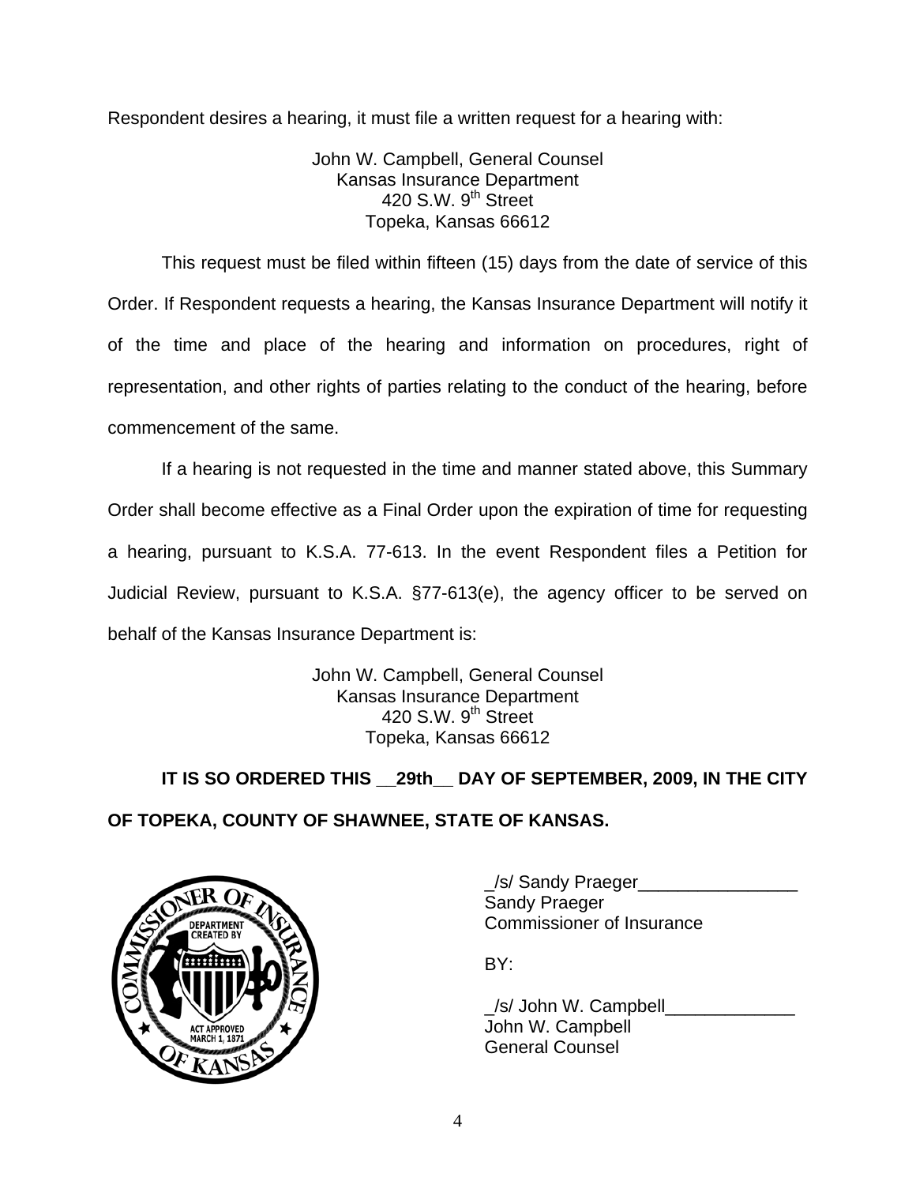Respondent desires a hearing, it must file a written request for a hearing with:

John W. Campbell, General Counsel
Kansas Insurance Department
420 S.W. 9th Street
Topeka, Kansas 66612

This request must be filed within fifteen (15) days from the date of service of this Order. If Respondent requests a hearing, the Kansas Insurance Department will notify it of the time and place of the hearing and information on procedures, right of representation, and other rights of parties relating to the conduct of the hearing, before commencement of the same.

If a hearing is not requested in the time and manner stated above, this Summary Order shall become effective as a Final Order upon the expiration of time for requesting a hearing, pursuant to K.S.A. 77-613. In the event Respondent files a Petition for Judicial Review, pursuant to K.S.A. §77-613(e), the agency officer to be served on behalf of the Kansas Insurance Department is:

John W. Campbell, General Counsel
Kansas Insurance Department
420 S.W. 9th Street
Topeka, Kansas 66612

**IT IS SO ORDERED THIS __29th__ DAY OF SEPTEMBER, 2009, IN THE CITY OF TOPEKA, COUNTY OF SHAWNEE, STATE OF KANSAS.**

_/s/ Sandy Praeger________________
Sandy Praeger
Commissioner of Insurance

BY:

_/s/ John W. Campbell_____________
John W. Campbell
General Counsel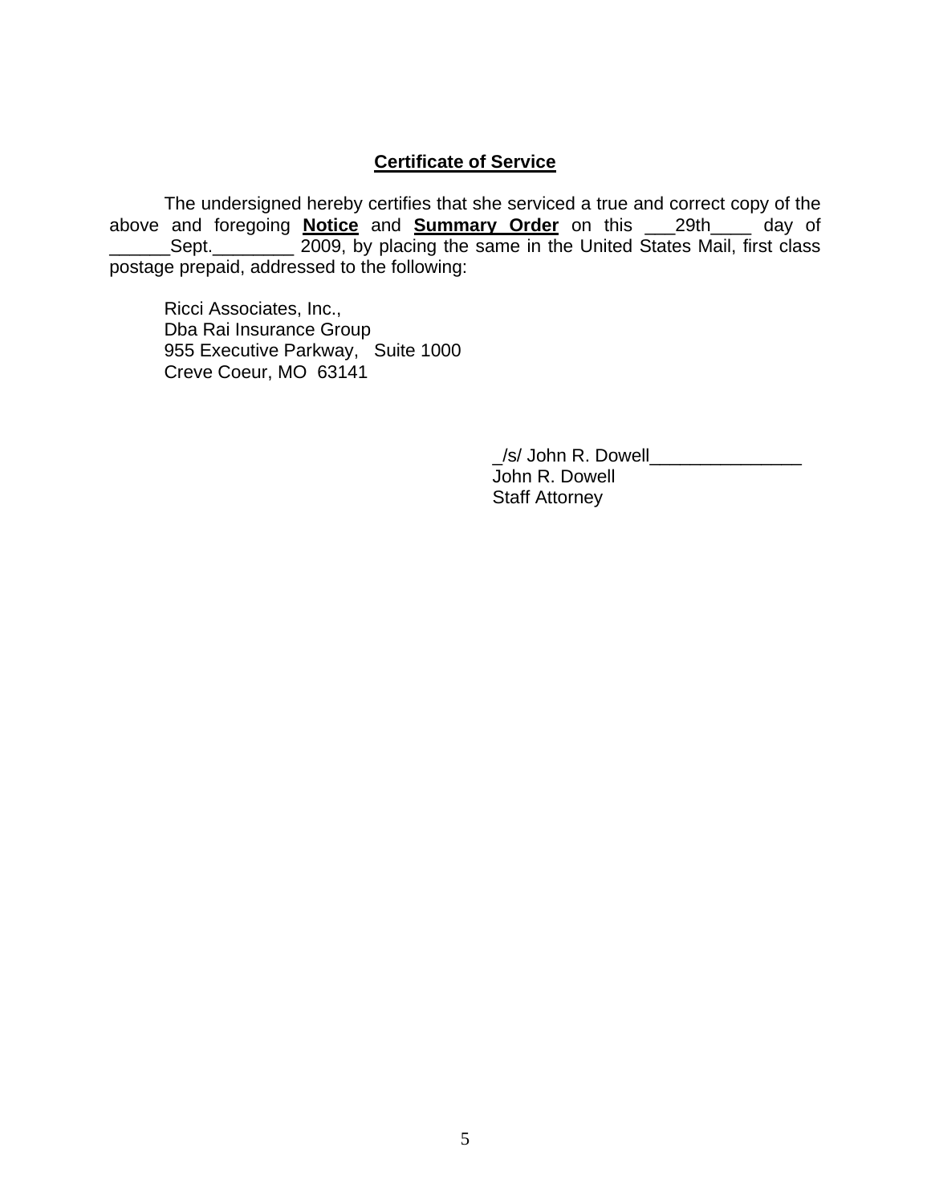**Certificate of Service**

The undersigned hereby certifies that she serviced a true and correct copy of the above and foregoing **Notice** and **Summary Order** on this ___29th____ day of ______Sept.________ 2009, by placing the same in the United States Mail, first class postage prepaid, addressed to the following:

Ricci Associates, Inc.,
Dba Rai Insurance Group
955 Executive Parkway, Suite 1000
Creve Coeur, MO 63141

_/s/ John R. Dowell_______________
John R. Dowell
Staff Attorney